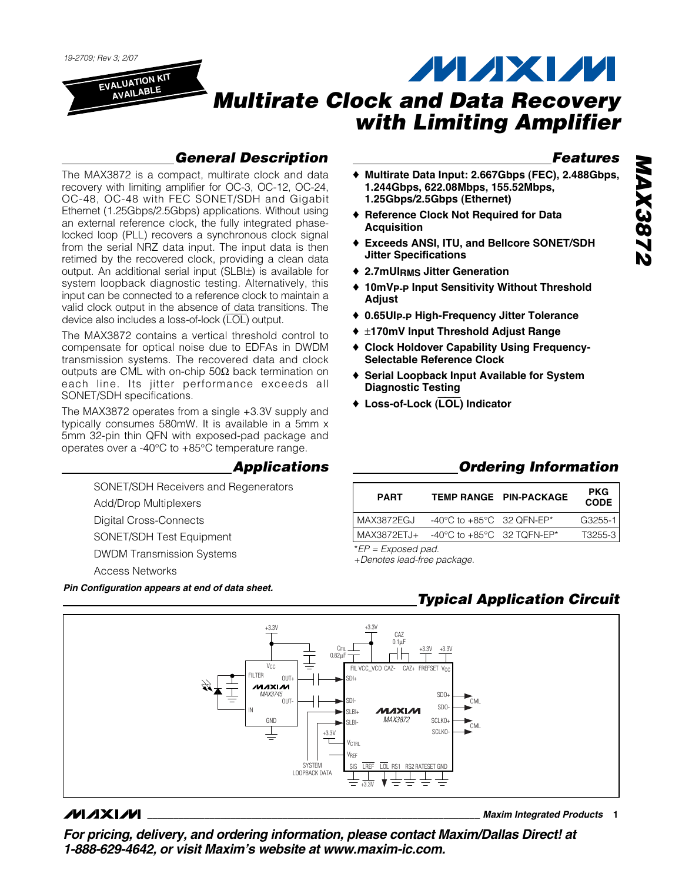19-2709; Rev 3; 2/07

EVALUATION KIT AVAILABLE

# Multirate Clock and Data Recovery with Limiting Amplifier

## General Description

The MAX3872 is a compact, multirate clock and data recovery with limiting amplifier for OC-3, OC-12, OC-24, OC-48, OC-48 with FEC SONET/SDH and Gigabit Ethernet (1.25Gbps/2.5Gbps) applications. Without using an external reference clock, the fully integrated phase-locked loop (PLL) recovers a synchronous clock signal from the serial NRZ data input. The input data is then retimed by the recovered clock, providing a clean data output. An additional serial input (SLBI±) is available for system loopback diagnostic testing. Alternatively, this input can be connected to a reference clock to maintain a valid clock output in the absence of data transitions. The device also includes a loss-of-lock (LOL) output.

The MAX3872 contains a vertical threshold control to compensate for optical noise due to EDFAs in DWDM transmission systems. The recovered data and clock outputs are CML with on-chip 50Ω back termination on each line. Its jitter performance exceeds all SONET/SDH specifications.

The MAX3872 operates from a single +3.3V supply and typically consumes 580mW. It is available in a 5mm x 5mm 32-pin thin QFN with exposed-pad package and operates over a -40°C to +85°C temperature range.

## Applications

SONET/SDH Receivers and Regenerators

Add/Drop Multiplexers

Digital Cross-Connects

SONET/SDH Test Equipment

DWDM Transmission Systems

Access Networks

***Pin Configuration appears at end of data sheet.***

## Features

- **Multirate Data Input: 2.667Gbps (FEC), 2.488Gbps, 1.244Gbps, 622.08Mbps, 155.52Mbps, 1.25Gbps/2.5Gbps (Ethernet)**
- **Reference Clock Not Required for Data Acquisition**
- **Exceeds ANSI, ITU, and Bellcore SONET/SDH Jitter Specifications**
- **2.7mUI$_{RMS}$ Jitter Generation**
- **10mV$_{P-P}$ Input Sensitivity Without Threshold Adjust**
- **0.65UI$_{P-P}$ High-Frequency Jitter Tolerance**
- **±170mV Input Threshold Adjust Range**
- **Clock Holdover Capability Using Frequency-Selectable Reference Clock**
- **Serial Loopback Input Available for System Diagnostic Testing**
- **Loss-of-Lock (LOL) Indicator**

## Ordering Information

| PART | TEMP RANGE | PIN-PACKAGE | PKG CODE |
|---|---|---|---|
| MAX3872EGJ | -40°C to +85°C | 32 QFN-EP* | G3255-1 |
| MAX3872ETJ+ | -40°C to +85°C | 32 TQFN-EP* | T3255-3 |

*EP = Exposed pad.

+Denotes lead-free package.

## Typical Application Circuit

+3.3V
+3.3V
CAZ 0.1μF
CFIL 0.82μF
+3.3V +3.3V
VCC
FILTER
OUT+
OUT-
IN
GND
MAX3745
FIL VCC_VCO CAZ- CAZ+ FREFSET VCC
SDI+
SDI-
SLBI+
SLBI-
VCTRL
VREF
SIS LREF LOL RS1 RS2 RATESET GND
SDO+
SDO-
SCLKO+
SCLKO-
CML
CML
MAX3872
+3.3V
SYSTEM LOOPBACK DATA
+3.3V

Maxim Integrated Products 1

***For pricing, delivery, and ordering information, please contact Maxim/Dallas Direct! at 1-888-629-4642, or visit Maxim's website at www.maxim-ic.com.***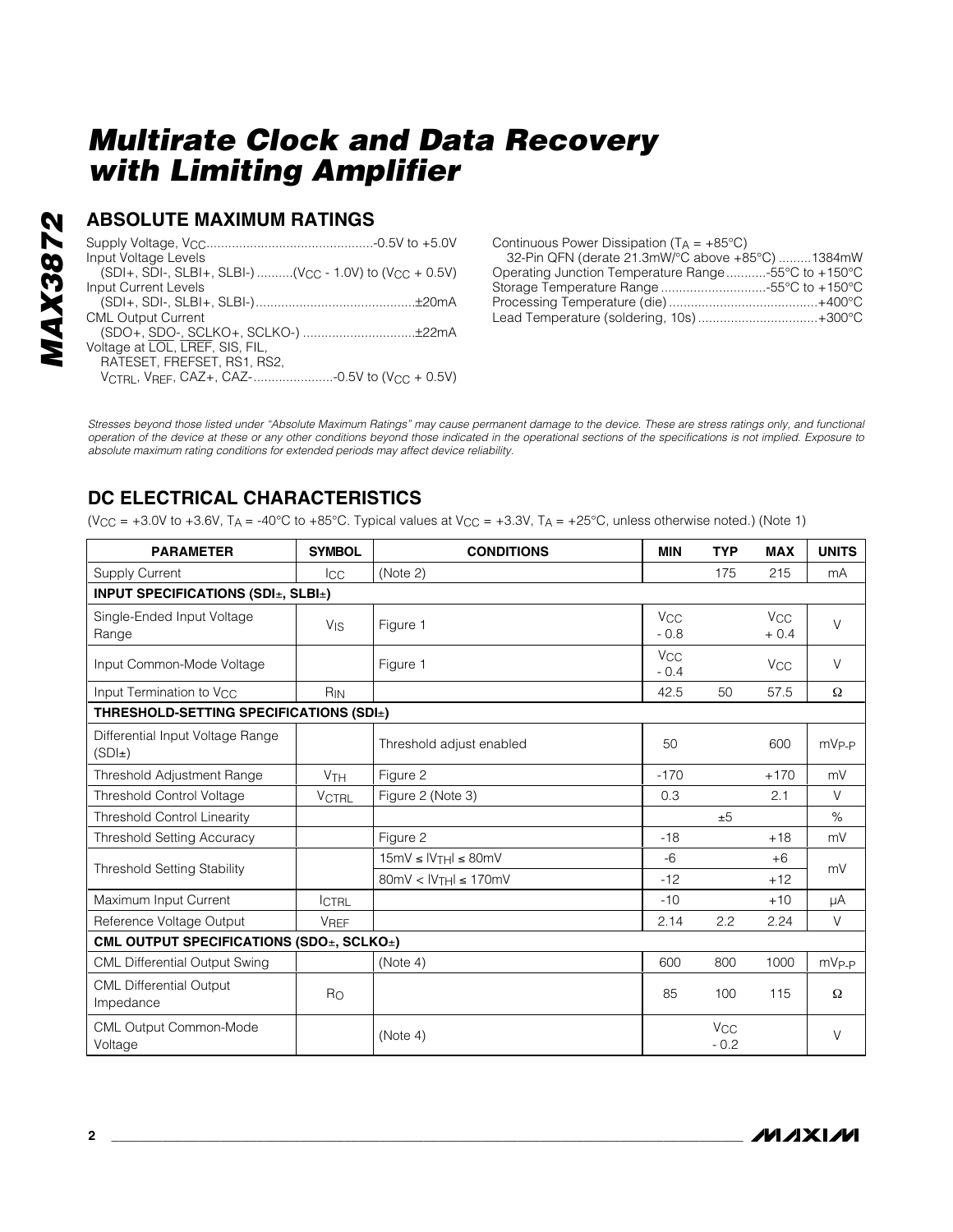# Multirate Clock and Data Recovery with Limiting Amplifier

## ABSOLUTE MAXIMUM RATINGS

Supply Voltage, $V_{CC}$ ..............................................-0.5V to +5.0V
Input Voltage Levels
(SDI+, SDI-, SLBI+, SLBI-) ..........($V_{CC}$ - 1.0V) to ($V_{CC}$ + 0.5V)
Input Current Levels
(SDI+, SDI-, SLBI+, SLBI-) ............................................±20mA
CML Output Current
(SDO+, SDO-, SCLKO+, SCLKO-) ..............................±22mA
Voltage at $\overline{LOL}$, $\overline{LREF}$, SIS, FIL,
RATESET, FREFSET, RS1, RS2,
$V_{CTRL}$, $V_{REF}$, CAZ+, CAZ- ......................-0.5V to ($V_{CC}$ + 0.5V)

Continuous Power Dissipation ($T_A$ = +85°C)
32-Pin QFN (derate 21.3mW/°C above +85°C) .........1384mW
Operating Junction Temperature Range...........-55°C to +150°C
Storage Temperature Range .............................-55°C to +150°C
Processing Temperature (die) .........................................+400°C
Lead Temperature (soldering, 10s) .................................+300°C

*Stresses beyond those listed under "Absolute Maximum Ratings" may cause permanent damage to the device. These are stress ratings only, and functional operation of the device at these or any other conditions beyond those indicated in the operational sections of the specifications is not implied. Exposure to absolute maximum rating conditions for extended periods may affect device reliability.*

## DC ELECTRICAL CHARACTERISTICS

($V_{CC}$ = +3.0V to +3.6V, $T_A$ = -40°C to +85°C. Typical values at $V_{CC}$ = +3.3V, $T_A$ = +25°C, unless otherwise noted.) (Note 1)

| PARAMETER | SYMBOL | CONDITIONS | MIN | TYP | MAX | UNITS |
|---|---|---|---|---|---|---|
| Supply Current | $I_{CC}$ | (Note 2) | | 175 | 215 | mA |
| **INPUT SPECIFICATIONS (SDI±, SLBI±)** | | | | | | |
| Single-Ended Input Voltage Range | $V_{IS}$ | Figure 1 | $V_{CC}$ - 0.8 | | $V_{CC}$ + 0.4 | V |
| Input Common-Mode Voltage | | Figure 1 | $V_{CC}$ - 0.4 | | $V_{CC}$ | V |
| Input Termination to $V_{CC}$ | $R_{IN}$ | | 42.5 | 50 | 57.5 | Ω |
| **THRESHOLD-SETTING SPECIFICATIONS (SDI±)** | | | | | | |
| Differential Input Voltage Range (SDI±) | | Threshold adjust enabled | 50 | | 600 | $mV_{P-P}$ |
| Threshold Adjustment Range | $V_{TH}$ | Figure 2 | -170 | | +170 | mV |
| Threshold Control Voltage | $V_{CTRL}$ | Figure 2 (Note 3) | 0.3 | | 2.1 | V |
| Threshold Control Linearity | | | | ±5 | | % |
| Threshold Setting Accuracy | | Figure 2 | -18 | | +18 | mV |
| Threshold Setting Stability | | 15mV ≤ $\lvert V_{TH} \rvert$ ≤ 80mV | -6 | | +6 | mV |
| | | 80mV < $\lvert V_{TH} \rvert$ ≤ 170mV | -12 | | +12 | |
| Maximum Input Current | $I_{CTRL}$ | | -10 | | +10 | µA |
| Reference Voltage Output | $V_{REF}$ | | 2.14 | 2.2 | 2.24 | V |
| **CML OUTPUT SPECIFICATIONS (SDO±, SCLKO±)** | | | | | | |
| CML Differential Output Swing | | (Note 4) | 600 | 800 | 1000 | $mV_{P-P}$ |
| CML Differential Output Impedance | $R_O$ | | 85 | 100 | 115 | Ω |
| CML Output Common-Mode Voltage | | (Note 4) | | $V_{CC}$ - 0.2 | | V |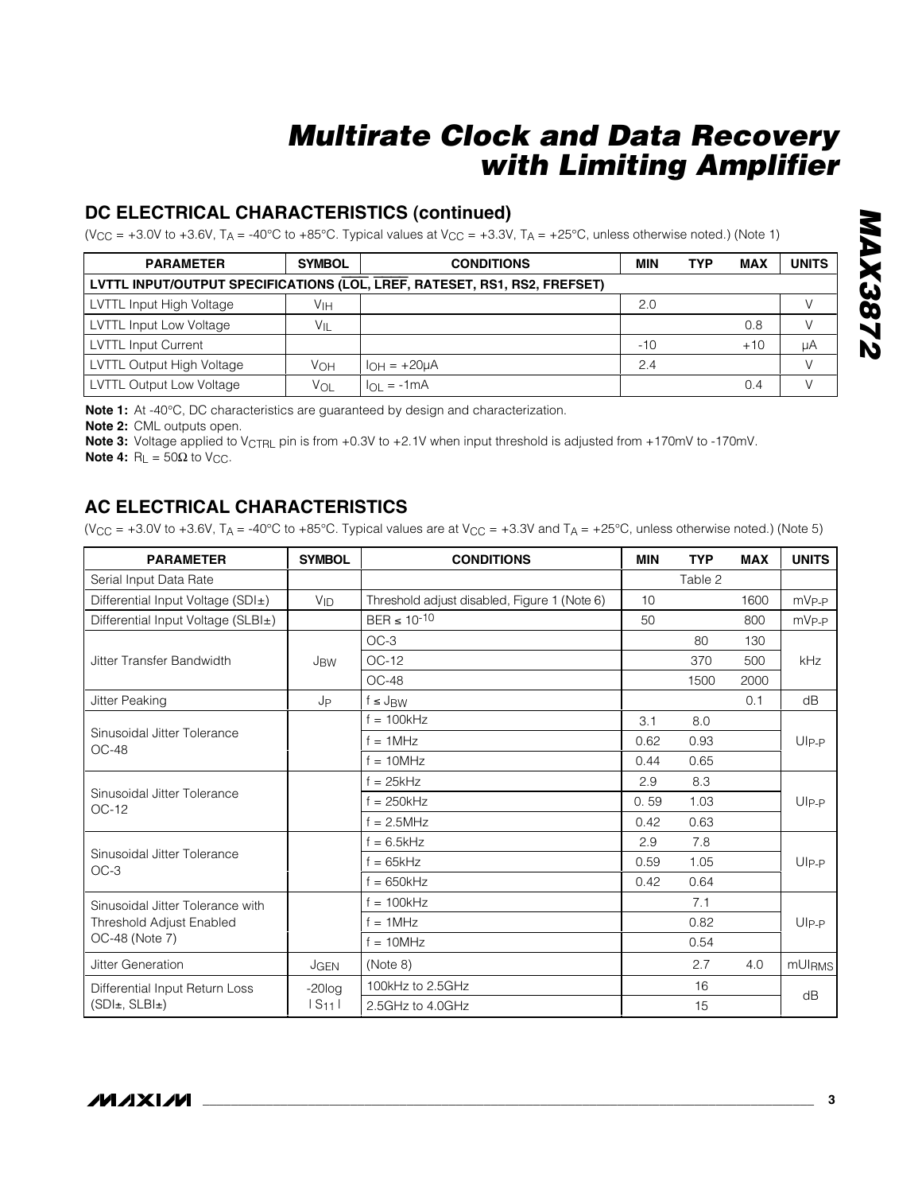## DC ELECTRICAL CHARACTERISTICS (continued)

($V_{CC}$ = +3.0V to +3.6V, $T_A$ = -40°C to +85°C. Typical values at $V_{CC}$ = +3.3V, $T_A$ = +25°C, unless otherwise noted.) (Note 1)

| PARAMETER | SYMBOL | CONDITIONS | MIN | TYP | MAX | UNITS |
|---|---|---|---|---|---|---|
| **LVTTL INPUT/OUTPUT SPECIFICATIONS ($\overline{LOL}$, $\overline{LREF}$, RATESET, RS1, RS2, FREFSET)** | | | | | | |
| LVTTL Input High Voltage | $V_{IH}$ | | 2.0 | | | V |
| LVTTL Input Low Voltage | $V_{IL}$ | | | | 0.8 | V |
| LVTTL Input Current | | | -10 | | +10 | µA |
| LVTTL Output High Voltage | $V_{OH}$ | $I_{OH}$ = +20µA | 2.4 | | | V |
| LVTTL Output Low Voltage | $V_{OL}$ | $I_{OL}$ = -1mA | | | 0.4 | V |

**Note 1:** At -40°C, DC characteristics are guaranteed by design and characterization.

**Note 2:** CML outputs open.

**Note 3:** Voltage applied to $V_{CTRL}$ pin is from +0.3V to +2.1V when input threshold is adjusted from +170mV to -170mV.

**Note 4:** $R_L$ = 50Ω to $V_{CC}$.

## AC ELECTRICAL CHARACTERISTICS

($V_{CC}$ = +3.0V to +3.6V, $T_A$ = -40°C to +85°C. Typical values are at $V_{CC}$ = +3.3V and $T_A$ = +25°C, unless otherwise noted.) (Note 5)

| PARAMETER | SYMBOL | CONDITIONS | MIN | TYP | MAX | UNITS |
|---|---|---|---|---|---|---|
| Serial Input Data Rate | | | | Table 2 | | |
| Differential Input Voltage (SDI±) | $V_{ID}$ | Threshold adjust disabled, Figure 1 (Note 6) | 10 | | 1600 | $mV_{P-P}$ |
| Differential Input Voltage (SLBI±) | | BER ≤ $10^{-10}$ | 50 | | 800 | $mV_{P-P}$ |
| Jitter Transfer Bandwidth | $J_{BW}$ | OC-3 | | 80 | 130 | kHz |
| | | OC-12 | | 370 | 500 | |
| | | OC-48 | | 1500 | 2000 | |
| Jitter Peaking | $J_P$ | f ≤ $J_{BW}$ | | | 0.1 | dB |
| Sinusoidal Jitter Tolerance OC-48 | | f = 100kHz | 3.1 | 8.0 | | $UI_{P-P}$ |
| | | f = 1MHz | 0.62 | 0.93 | | |
| | | f = 10MHz | 0.44 | 0.65 | | |
| Sinusoidal Jitter Tolerance OC-12 | | f = 25kHz | 2.9 | 8.3 | | $UI_{P-P}$ |
| | | f = 250kHz | 0. 59 | 1.03 | | |
| | | f = 2.5MHz | 0.42 | 0.63 | | |
| Sinusoidal Jitter Tolerance OC-3 | | f = 6.5kHz | 2.9 | 7.8 | | $UI_{P-P}$ |
| | | f = 65kHz | 0.59 | 1.05 | | |
| | | f = 650kHz | 0.42 | 0.64 | | |
| Sinusoidal Jitter Tolerance with Threshold Adjust Enabled OC-48 (Note 7) | | f = 100kHz | | 7.1 | | $UI_{P-P}$ |
| | | f = 1MHz | | 0.82 | | |
| | | f = 10MHz | | 0.54 | | |
| Jitter Generation | $J_{GEN}$ | (Note 8) | | 2.7 | 4.0 | $mUI_{RMS}$ |
| Differential Input Return Loss (SDI±, SLBI±) | -20log \| $S_{11}$ \| | 100kHz to 2.5GHz | | 16 | | dB |
| | | 2.5GHz to 4.0GHz | | 15 | | |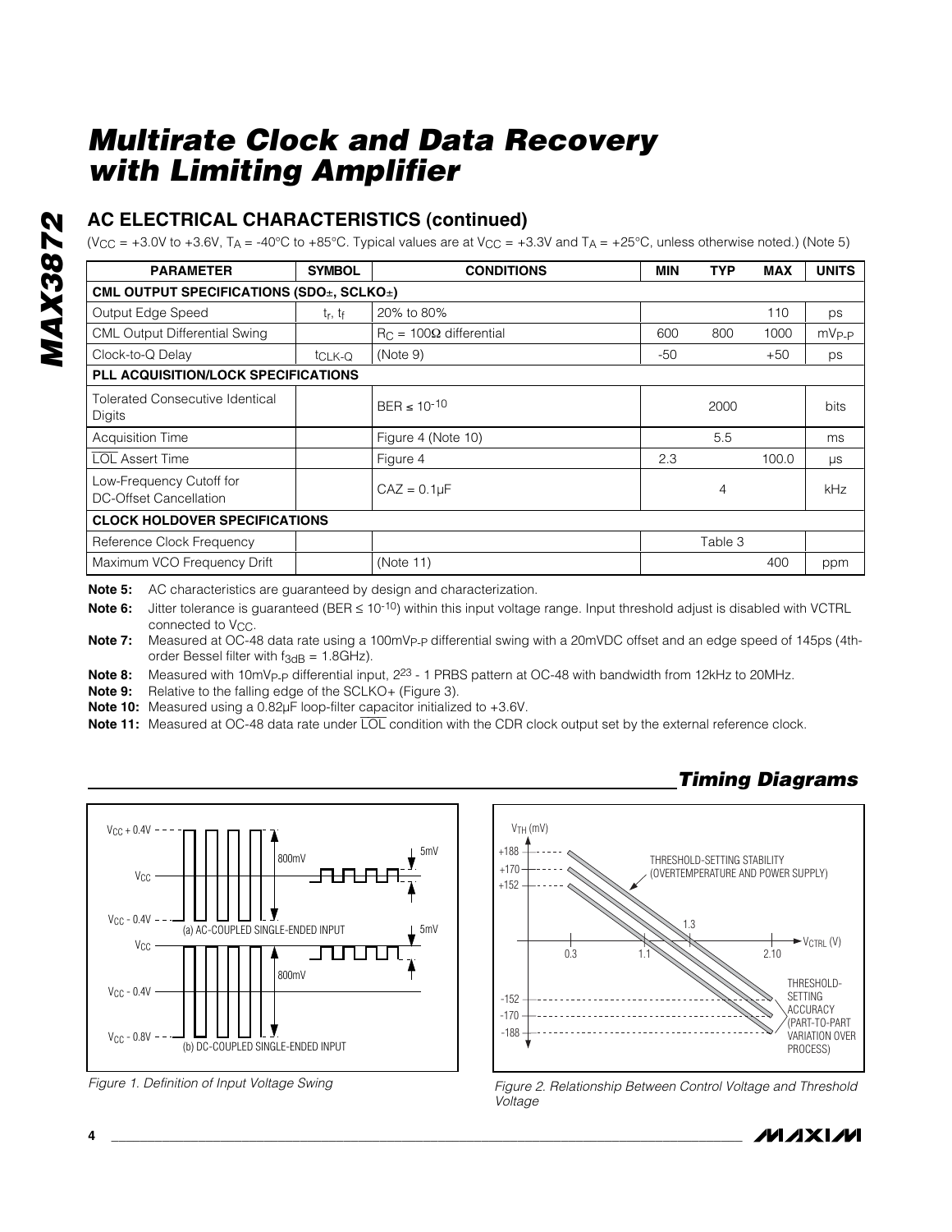## AC ELECTRICAL CHARACTERISTICS (continued)

($V_{CC}$ = +3.0V to +3.6V, $T_A$ = -40°C to +85°C. Typical values are at $V_{CC}$ = +3.3V and $T_A$ = +25°C, unless otherwise noted.) (Note 5)

| PARAMETER | SYMBOL | CONDITIONS | MIN | TYP | MAX | UNITS |
|---|---|---|---|---|---|---|
| **CML OUTPUT SPECIFICATIONS (SDO±, SCLKO±)** | | | | | | |
| Output Edge Speed | $t_r$, $t_f$ | 20% to 80% | | | 110 | ps |
| CML Output Differential Swing | | $R_C$ = 100Ω differential | 600 | 800 | 1000 | $mV_{P-P}$ |
| Clock-to-Q Delay | $t_{CLK-Q}$ | (Note 9) | -50 | | +50 | ps |
| **PLL ACQUISITION/LOCK SPECIFICATIONS** | | | | | | |
| Tolerated Consecutive Identical Digits | | BER ≤ $10^{-10}$ | | 2000 | | bits |
| Acquisition Time | | Figure 4 (Note 10) | | 5.5 | | ms |
| $\overline{LOL}$ Assert Time | | Figure 4 | 2.3 | | 100.0 | µs |
| Low-Frequency Cutoff for DC-Offset Cancellation | | CAZ = 0.1µF | | 4 | | kHz |
| **CLOCK HOLDOVER SPECIFICATIONS** | | | | | | |
| Reference Clock Frequency | | | | Table 3 | | |
| Maximum VCO Frequency Drift | | (Note 11) | | | 400 | ppm |

**Note 5:** AC characteristics are guaranteed by design and characterization.

**Note 6:** Jitter tolerance is guaranteed (BER ≤ $10^{-10}$) within this input voltage range. Input threshold adjust is disabled with VCTRL connected to $V_{CC}$.

**Note 7:** Measured at OC-48 data rate using a $100mV_{P-P}$ differential swing with a 20mVDC offset and an edge speed of 145ps (4th-order Bessel filter with $f_{3dB}$ = 1.8GHz).

**Note 8:** Measured with $10mV_{P-P}$ differential input, $2^{23}$ - 1 PRBS pattern at OC-48 with bandwidth from 12kHz to 20MHz.

**Note 9:** Relative to the falling edge of the SCLKO+ (Figure 3).

**Note 10:** Measured using a 0.82µF loop-filter capacitor initialized to +3.6V.

**Note 11:** Measured at OC-48 data rate under $\overline{LOL}$ condition with the CDR clock output set by the external reference clock.

## Timing Diagrams

$V_{CC}$ + 0.4V
$V_{CC}$
$V_{CC}$ - 0.4V
800mV
5mV
(a) AC-COUPLED SINGLE-ENDED INPUT
$V_{CC}$
$V_{CC}$ - 0.4V
$V_{CC}$ - 0.8V
800mV
5mV
(b) DC-COUPLED SINGLE-ENDED INPUT

*Figure 1. Definition of Input Voltage Swing*

$V_{TH}$ (mV)
+188
+170
+152
-152
-170
-188
0.3
1.1
1.3
2.10
$V_{CTRL}$ (V)
THRESHOLD-SETTING STABILITY (OVERTEMPERATURE AND POWER SUPPLY)
THRESHOLD-SETTING ACCURACY (PART-TO-PART VARIATION OVER PROCESS)

*Figure 2. Relationship Between Control Voltage and Threshold Voltage*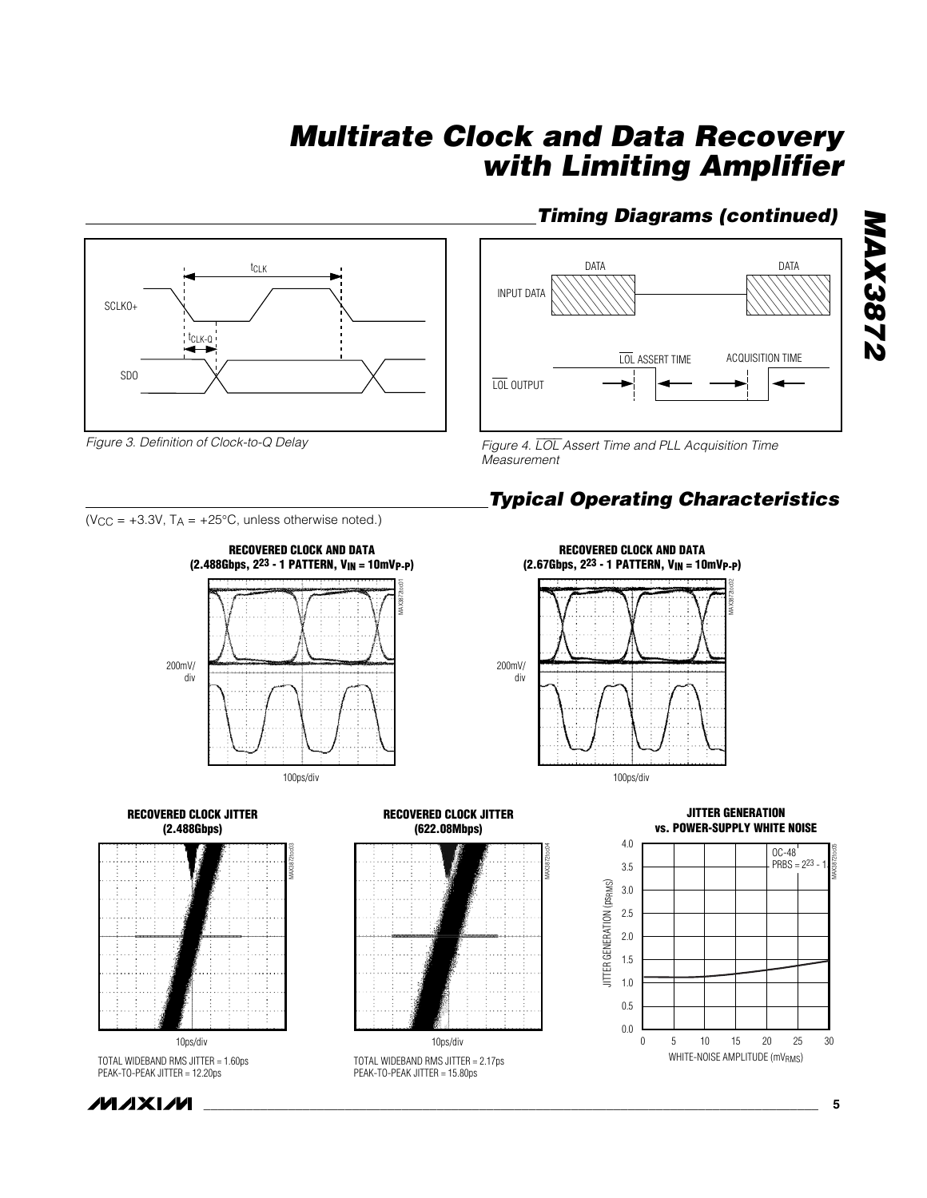## Timing Diagrams (continued)

Figure 3. Definition of Clock-to-Q Delay

Figure 4. $\overline{LOL}$ Assert Time and PLL Acquisition Time Measurement

## Typical Operating Characteristics

($V_{CC}$ = +3.3V, $T_A$ = +25°C, unless otherwise noted.)

**RECOVERED CLOCK AND DATA (2.488Gbps, $2^{23}$ - 1 PATTERN, $V_{IN}$ = 10mV$_{P-P}$)**

200mV/div

100ps/div

**RECOVERED CLOCK AND DATA (2.67Gbps, $2^{23}$ - 1 PATTERN, $V_{IN}$ = 10mV$_{P-P}$)**

200mV/div

100ps/div

**RECOVERED CLOCK JITTER (2.488Gbps)**

10ps/div

TOTAL WIDEBAND RMS JITTER = 1.60ps
PEAK-TO-PEAK JITTER = 12.20ps

**RECOVERED CLOCK JITTER (622.08Mbps)**

10ps/div

TOTAL WIDEBAND RMS JITTER = 2.17ps
PEAK-TO-PEAK JITTER = 15.80ps

**JITTER GENERATION vs. POWER-SUPPLY WHITE NOISE**

OC-48
PRBS = $2^{23}$ - 1

JITTER GENERATION (ps$_{RMS}$)

WHITE-NOISE AMPLITUDE (mV$_{RMS}$)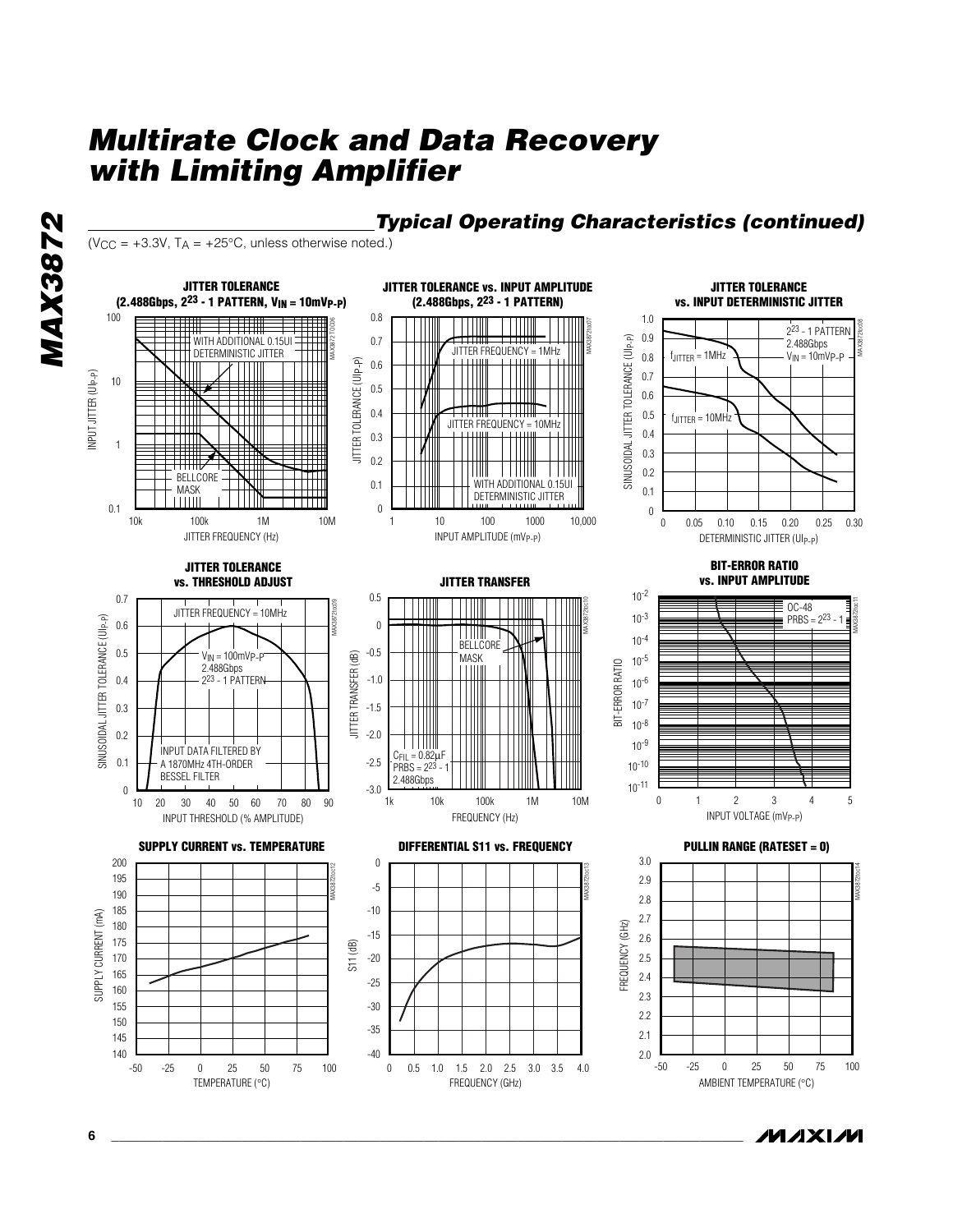## Typical Operating Characteristics (continued)

($V_{CC}$ = +3.3V, $T_A$ = +25°C, unless otherwise noted.)

**JITTER TOLERANCE (2.488Gbps, $2^{23}$ - 1 PATTERN, $V_{IN}$ = 10mVP-P)**

INPUT JITTER (UIP-P)
100
10
1
0.1
10k
100k
1M
10M
JITTER FREQUENCY (Hz)
WITH ADDITIONAL 0.15UI DETERMINISTIC JITTER
BELLCORE MASK
MAX3872 toc06

**JITTER TOLERANCE vs. INPUT AMPLITUDE (2.488Gbps, $2^{23}$ - 1 PATTERN)**

JITTER TOLERANCE (UIP-P)
0.8
0.7
0.6
0.5
0.4
0.3
0.2
0.1
0
1
10
100
1000
10,000
INPUT AMPLITUDE (mVP-P)
JITTER FREQUENCY = 1MHz
JITTER FREQUENCY = 10MHz
WITH ADDITIONAL 0.15UI DETERMINISTIC JITTER
MAX3872toc07

**JITTER TOLERANCE vs. INPUT DETERMINISTIC JITTER**

SINUSOIDAL JITTER TOLERANCE (UIP-P)
1.0
0.9
0.8
0.7
0.6
0.5
0.4
0.3
0.2
0.1
0
0
0.05
0.10
0.15
0.20
0.25
0.30
DETERMINISTIC JITTER (UIP-P)
$2^{23}$ - 1 PATTERN
2.488Gbps
$V_{IN}$ = 10mVP-P
$f_{JITTER}$ = 1MHz
$f_{JITTER}$ = 10MHz
MAX3872toc08

**JITTER TOLERANCE vs. THRESHOLD ADJUST**

SINUSOIDAL JITTER TOLERANCE (UIP-P)
0.7
0.6
0.5
0.4
0.3
0.2
0.1
0
10
20
30
40
50
60
70
80
90
INPUT THRESHOLD (% AMPLITUDE)
JITTER FREQUENCY = 10MHz
$V_{IN}$ = 100mVP-P
2.488Gbps
$2^{23}$ - 1 PATTERN
INPUT DATA FILTERED BY A 1870MHz 4TH-ORDER BESSEL FILTER
MAX3872toc09

**JITTER TRANSFER**

JITTER TRANSFER (dB)
0.5
0
-0.5
-1.0
-1.5
-2.0
-2.5
-3.0
1k
10k
100k
1M
10M
FREQUENCY (Hz)
BELLCORE MASK
$C_{FIL}$ = 0.82µF
PRBS = $2^{23}$ - 1
2.488Gbps
MAX3872toc10

**BIT-ERROR RATIO vs. INPUT AMPLITUDE**

BIT-ERROR RATIO
$10^{-2}$
$10^{-3}$
$10^{-4}$
$10^{-5}$
$10^{-6}$
$10^{-7}$
$10^{-8}$
$10^{-9}$
$10^{-10}$
$10^{-11}$
0
1
2
3
4
5
INPUT VOLTAGE (mVP-P)
OC-48
PRBS = $2^{23}$ - 1
MAX3872toc11

**SUPPLY CURRENT vs. TEMPERATURE**

SUPPLY CURRENT (mA)
200
195
190
185
180
175
170
165
160
155
150
145
140
-50
-25
0
25
50
75
100
TEMPERATURE (°C)
MAX3872toc12

**DIFFERENTIAL S11 vs. FREQUENCY**

S11 (dB)
0
-5
-10
-15
-20
-25
-30
-35
-40
0
0.5
1.0
1.5
2.0
2.5
3.0
3.5
4.0
FREQUENCY (GHz)
MAX3872toc13

**PULLIN RANGE (RATESET = 0)**

FREQUENCY (GHz)
3.0
2.9
2.8
2.7
2.6
2.5
2.4
2.3
2.2
2.1
2.0
-50
-25
0
25
50
75
100
AMBIENT TEMPERATURE (°C)
MAX3872toc14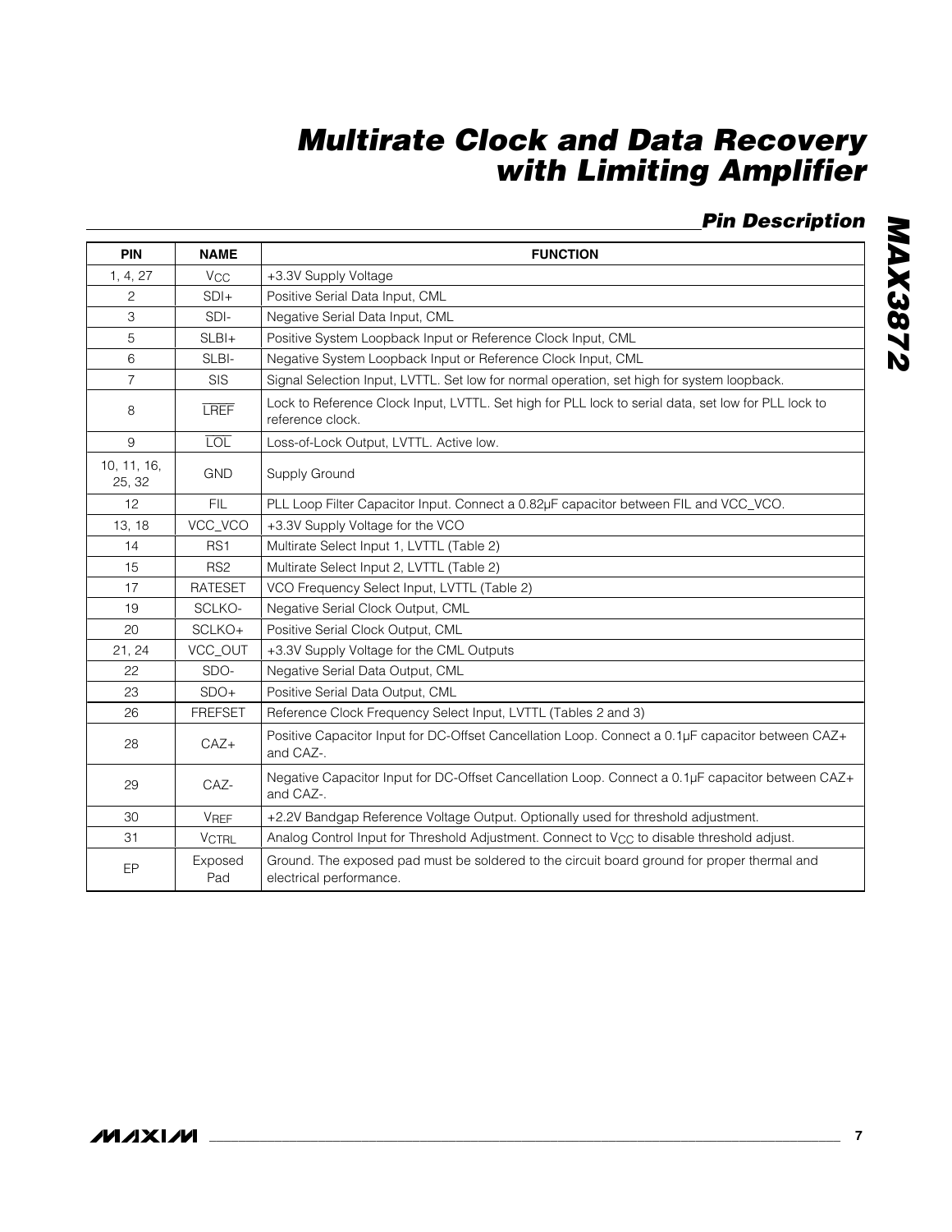## Pin Description

| PIN | NAME | FUNCTION |
|---|---|---|
| 1, 4, 27 | $V_{CC}$ | +3.3V Supply Voltage |
| 2 | SDI+ | Positive Serial Data Input, CML |
| 3 | SDI- | Negative Serial Data Input, CML |
| 5 | SLBI+ | Positive System Loopback Input or Reference Clock Input, CML |
| 6 | SLBI- | Negative System Loopback Input or Reference Clock Input, CML |
| 7 | SIS | Signal Selection Input, LVTTL. Set low for normal operation, set high for system loopback. |
| 8 | $\overline{LREF}$ | Lock to Reference Clock Input, LVTTL. Set high for PLL lock to serial data, set low for PLL lock to reference clock. |
| 9 | $\overline{LOL}$ | Loss-of-Lock Output, LVTTL. Active low. |
| 10, 11, 16, 25, 32 | GND | Supply Ground |
| 12 | FIL | PLL Loop Filter Capacitor Input. Connect a 0.82µF capacitor between FIL and VCC_VCO. |
| 13, 18 | VCC_VCO | +3.3V Supply Voltage for the VCO |
| 14 | RS1 | Multirate Select Input 1, LVTTL (Table 2) |
| 15 | RS2 | Multirate Select Input 2, LVTTL (Table 2) |
| 17 | RATESET | VCO Frequency Select Input, LVTTL (Table 2) |
| 19 | SCLKO- | Negative Serial Clock Output, CML |
| 20 | SCLKO+ | Positive Serial Clock Output, CML |
| 21, 24 | VCC_OUT | +3.3V Supply Voltage for the CML Outputs |
| 22 | SDO- | Negative Serial Data Output, CML |
| 23 | SDO+ | Positive Serial Data Output, CML |
| 26 | FREFSET | Reference Clock Frequency Select Input, LVTTL (Tables 2 and 3) |
| 28 | CAZ+ | Positive Capacitor Input for DC-Offset Cancellation Loop. Connect a 0.1µF capacitor between CAZ+ and CAZ-. |
| 29 | CAZ- | Negative Capacitor Input for DC-Offset Cancellation Loop. Connect a 0.1µF capacitor between CAZ+ and CAZ-. |
| 30 | $V_{REF}$ | +2.2V Bandgap Reference Voltage Output. Optionally used for threshold adjustment. |
| 31 | $V_{CTRL}$ | Analog Control Input for Threshold Adjustment. Connect to $V_{CC}$ to disable threshold adjust. |
| EP | Exposed Pad | Ground. The exposed pad must be soldered to the circuit board ground for proper thermal and electrical performance. |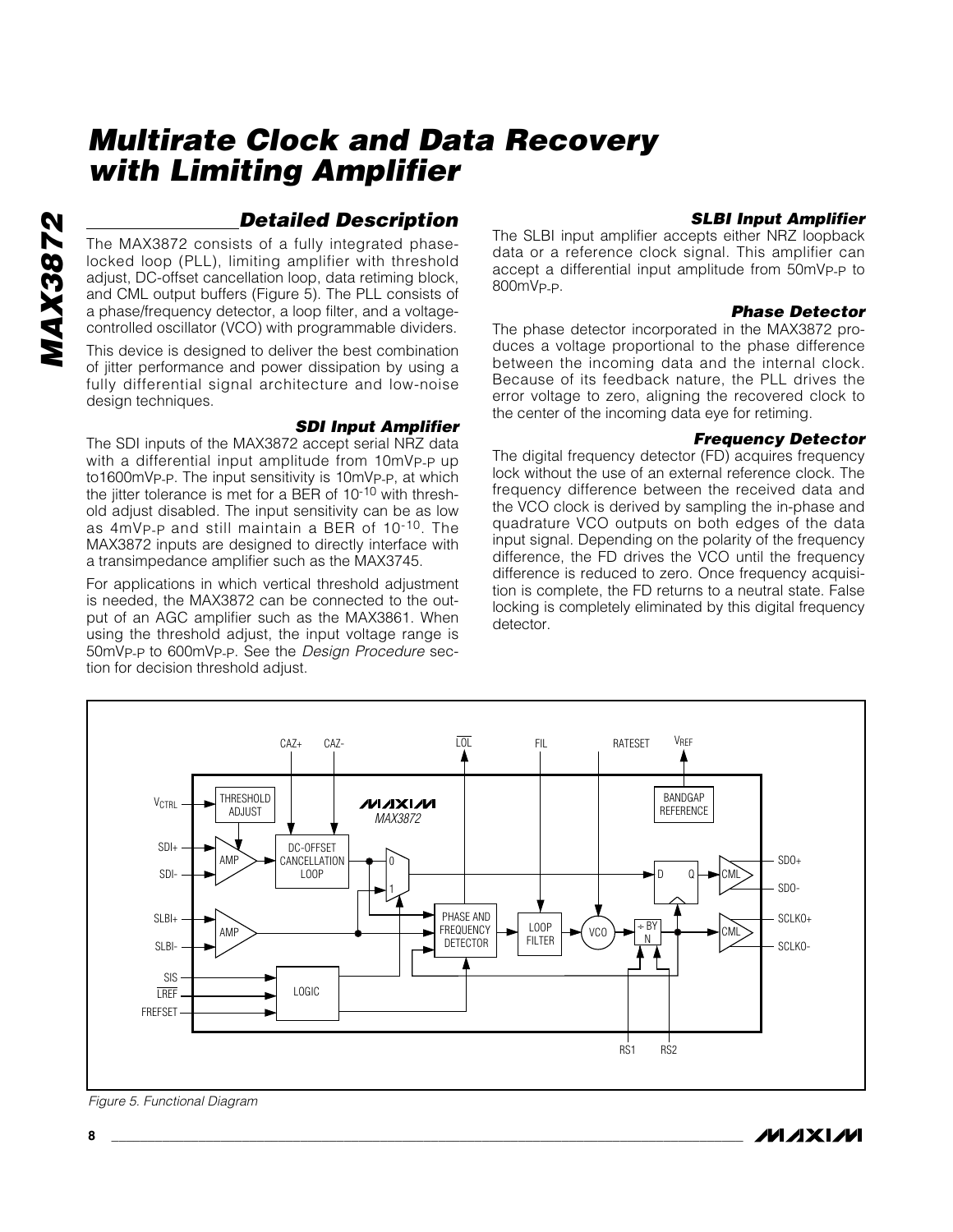# Multirate Clock and Data Recovery with Limiting Amplifier

## Detailed Description

The MAX3872 consists of a fully integrated phase-locked loop (PLL), limiting amplifier with threshold adjust, DC-offset cancellation loop, data retiming block, and CML output buffers (Figure 5). The PLL consists of a phase/frequency detector, a loop filter, and a voltage-controlled oscillator (VCO) with programmable dividers.

This device is designed to deliver the best combination of jitter performance and power dissipation by using a fully differential signal architecture and low-noise design techniques.

### SDI Input Amplifier

The SDI inputs of the MAX3872 accept serial NRZ data with a differential input amplitude from $10mV_{P-P}$ up to$1600mV_{P-P}$. The input sensitivity is $10mV_{P-P}$, at which the jitter tolerance is met for a BER of $10^{-10}$ with threshold adjust disabled. The input sensitivity can be as low as $4mV_{P-P}$ and still maintain a BER of $10^{-10}$. The MAX3872 inputs are designed to directly interface with a transimpedance amplifier such as the MAX3745.

For applications in which vertical threshold adjustment is needed, the MAX3872 can be connected to the output of an AGC amplifier such as the MAX3861. When using the threshold adjust, the input voltage range is $50mV_{P-P}$ to $600mV_{P-P}$. See the *Design Procedure* section for decision threshold adjust.

### SLBI Input Amplifier

The SLBI input amplifier accepts either NRZ loopback data or a reference clock signal. This amplifier can accept a differential input amplitude from $50mV_{P-P}$ to $800mV_{P-P}$.

### Phase Detector

The phase detector incorporated in the MAX3872 produces a voltage proportional to the phase difference between the incoming data and the internal clock. Because of its feedback nature, the PLL drives the error voltage to zero, aligning the recovered clock to the center of the incoming data eye for retiming.

### Frequency Detector

The digital frequency detector (FD) acquires frequency lock without the use of an external reference clock. The frequency difference between the received data and the VCO clock is derived by sampling the in-phase and quadrature VCO outputs on both edges of the data input signal. Depending on the polarity of the frequency difference, the FD drives the VCO until the frequency difference is reduced to zero. Once frequency acquisition is complete, the FD returns to a neutral state. False locking is completely eliminated by this digital frequency detector.

*Figure 5. Functional Diagram*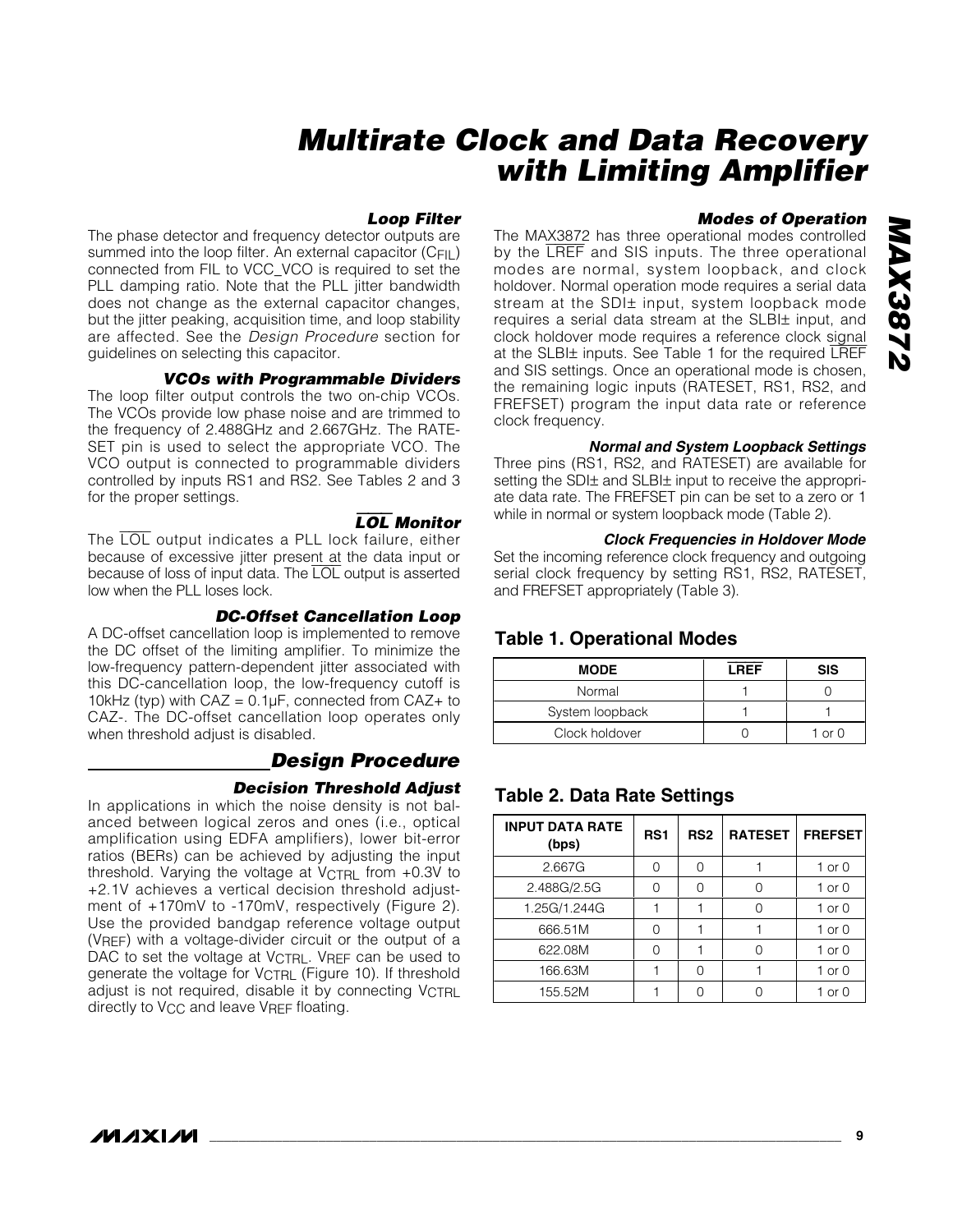### Loop Filter

The phase detector and frequency detector outputs are summed into the loop filter. An external capacitor ($C_{FIL}$) connected from FIL to VCC_VCO is required to set the PLL damping ratio. Note that the PLL jitter bandwidth does not change as the external capacitor changes, but the jitter peaking, acquisition time, and loop stability are affected. See the *Design Procedure* section for guidelines on selecting this capacitor.

### VCOs with Programmable Dividers

The loop filter output controls the two on-chip VCOs. The VCOs provide low phase noise and are trimmed to the frequency of 2.488GHz and 2.667GHz. The RATESET pin is used to select the appropriate VCO. The VCO output is connected to programmable dividers controlled by inputs RS1 and RS2. See Tables 2 and 3 for the proper settings.

### $\overline{LOL}$ Monitor

The $\overline{LOL}$ output indicates a PLL lock failure, either because of excessive jitter present at the data input or because of loss of input data. The $\overline{LOL}$ output is asserted low when the PLL loses lock.

### DC-Offset Cancellation Loop

A DC-offset cancellation loop is implemented to remove the DC offset of the limiting amplifier. To minimize the low-frequency pattern-dependent jitter associated with this DC-cancellation loop, the low-frequency cutoff is 10kHz (typ) with CAZ = 0.1µF, connected from CAZ+ to CAZ-. The DC-offset cancellation loop operates only when threshold adjust is disabled.

## Design Procedure

### Decision Threshold Adjust

In applications in which the noise density is not balanced between logical zeros and ones (i.e., optical amplification using EDFA amplifiers), lower bit-error ratios (BERs) can be achieved by adjusting the input threshold. Varying the voltage at $V_{CTRL}$ from +0.3V to +2.1V achieves a vertical decision threshold adjustment of +170mV to -170mV, respectively (Figure 2). Use the provided bandgap reference voltage output ($V_{REF}$) with a voltage-divider circuit or the output of a DAC to set the voltage at $V_{CTRL}$. $V_{REF}$ can be used to generate the voltage for $V_{CTRL}$ (Figure 10). If threshold adjust is not required, disable it by connecting $V_{CTRL}$ directly to $V_{CC}$ and leave $V_{REF}$ floating.

### Modes of Operation

The MAX3872 has three operational modes controlled by the $\overline{LREF}$ and SIS inputs. The three operational modes are normal, system loopback, and clock holdover. Normal operation mode requires a serial data stream at the SDI± input, system loopback mode requires a serial data stream at the SLBI± input, and clock holdover mode requires a reference clock signal at the SLBI± inputs. See Table 1 for the required $\overline{LREF}$ and SIS settings. Once an operational mode is chosen, the remaining logic inputs (RATESET, RS1, RS2, and FREFSET) program the input data rate or reference clock frequency.

### Normal and System Loopback Settings

Three pins (RS1, RS2, and RATESET) are available for setting the SDI± and SLBI± input to receive the appropriate data rate. The FREFSET pin can be set to a zero or 1 while in normal or system loopback mode (Table 2).

### Clock Frequencies in Holdover Mode

Set the incoming reference clock frequency and outgoing serial clock frequency by setting RS1, RS2, RATESET, and FREFSET appropriately (Table 3).

## Table 1. Operational Modes

| MODE | $\overline{LREF}$ | SIS |
|---|---|---|
| Normal | 1 | 0 |
| System loopback | 1 | 1 |
| Clock holdover | 0 | 1 or 0 |

## Table 2. Data Rate Settings

| INPUT DATA RATE (bps) | RS1 | RS2 | RATESET | FREFSET |
|---|---|---|---|---|
| 2.667G | 0 | 0 | 1 | 1 or 0 |
| 2.488G/2.5G | 0 | 0 | 0 | 1 or 0 |
| 1.25G/1.244G | 1 | 1 | 0 | 1 or 0 |
| 666.51M | 0 | 1 | 1 | 1 or 0 |
| 622.08M | 0 | 1 | 0 | 1 or 0 |
| 166.63M | 1 | 0 | 1 | 1 or 0 |
| 155.52M | 1 | 0 | 0 | 1 or 0 |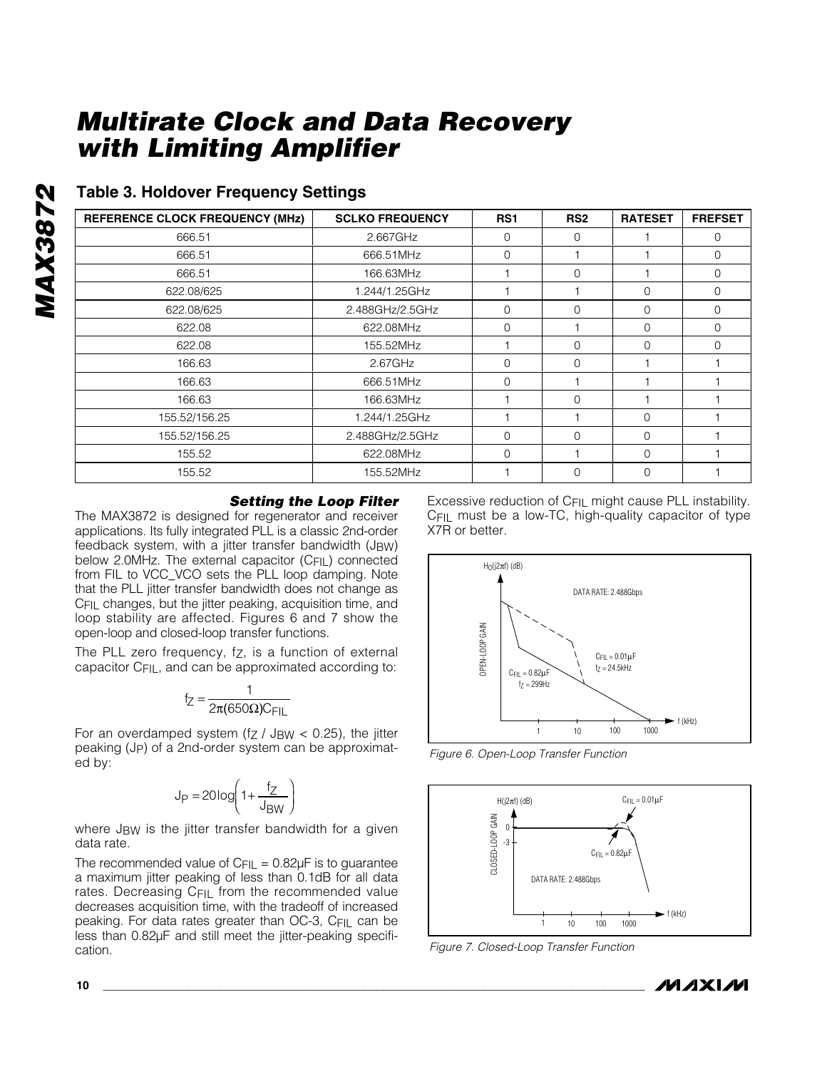## Table 3. Holdover Frequency Settings

| REFERENCE CLOCK FREQUENCY (MHz) | SCLKO FREQUENCY | RS1 | RS2 | RATESET | FREFSET |
|---|---|---|---|---|---|
| 666.51 | 2.667GHz | 0 | 0 | 1 | 0 |
| 666.51 | 666.51MHz | 0 | 1 | 1 | 0 |
| 666.51 | 166.63MHz | 1 | 0 | 1 | 0 |
| 622.08/625 | 1.244/1.25GHz | 1 | 1 | 0 | 0 |
| 622.08/625 | 2.488GHz/2.5GHz | 0 | 0 | 0 | 0 |
| 622.08 | 622.08MHz | 0 | 1 | 0 | 0 |
| 622.08 | 155.52MHz | 1 | 0 | 0 | 0 |
| 166.63 | 2.67GHz | 0 | 0 | 1 | 1 |
| 166.63 | 666.51MHz | 0 | 1 | 1 | 1 |
| 166.63 | 166.63MHz | 1 | 0 | 1 | 1 |
| 155.52/156.25 | 1.244/1.25GHz | 1 | 1 | 0 | 1 |
| 155.52/156.25 | 2.488GHz/2.5GHz | 0 | 0 | 0 | 1 |
| 155.52 | 622.08MHz | 0 | 1 | 0 | 1 |
| 155.52 | 155.52MHz | 1 | 0 | 0 | 1 |

### *Setting the Loop Filter*

The MAX3872 is designed for regenerator and receiver applications. Its fully integrated PLL is a classic 2nd-order feedback system, with a jitter transfer bandwidth ($J_{BW}$) below 2.0MHz. The external capacitor ($C_{FIL}$) connected from FIL to VCC_VCO sets the PLL loop damping. Note that the PLL jitter transfer bandwidth does not change as $C_{FIL}$ changes, but the jitter peaking, acquisition time, and loop stability are affected. Figures 6 and 7 show the open-loop and closed-loop transfer functions.

The PLL zero frequency, $f_Z$, is a function of external capacitor $C_{FIL}$, and can be approximated according to:

$$f_Z = \frac{1}{2\pi(650\Omega)C_{FIL}}$$

For an overdamped system ($f_Z$ / $J_{BW}$ < 0.25), the jitter peaking ($J_P$) of a 2nd-order system can be approximated by:

$$J_P = 20\log\left(1 + \frac{f_Z}{J_{BW}}\right)$$

where $J_{BW}$ is the jitter transfer bandwidth for a given data rate.

The recommended value of $C_{FIL}$ = 0.82µF is to guarantee a maximum jitter peaking of less than 0.1dB for all data rates. Decreasing $C_{FIL}$ from the recommended value decreases acquisition time, with the tradeoff of increased peaking. For data rates greater than OC-3, $C_{FIL}$ can be less than 0.82µF and still meet the jitter-peaking specification.

Excessive reduction of $C_{FIL}$ might cause PLL instability. $C_{FIL}$ must be a low-TC, high-quality capacitor of type X7R or better.

$H_O(j2\pi f)$ (dB)
DATA RATE: 2.488Gbps
OPEN-LOOP GAIN
$C_{FIL}$ = 0.01µF
$f_Z$ = 24.5kHz
$C_{FIL}$ = 0.82µF
$f_Z$ = 299Hz
1 10 100 1000 f (kHz)

*Figure 6. Open-Loop Transfer Function*

$H(j2\pi f)$ (dB)
$C_{FIL}$ = 0.01µF
CLOSED-LOOP GAIN
0
-3
$C_{FIL}$ = 0.82µF
DATA RATE: 2.488Gbps
1 10 100 1000 f (kHz)

*Figure 7. Closed-Loop Transfer Function*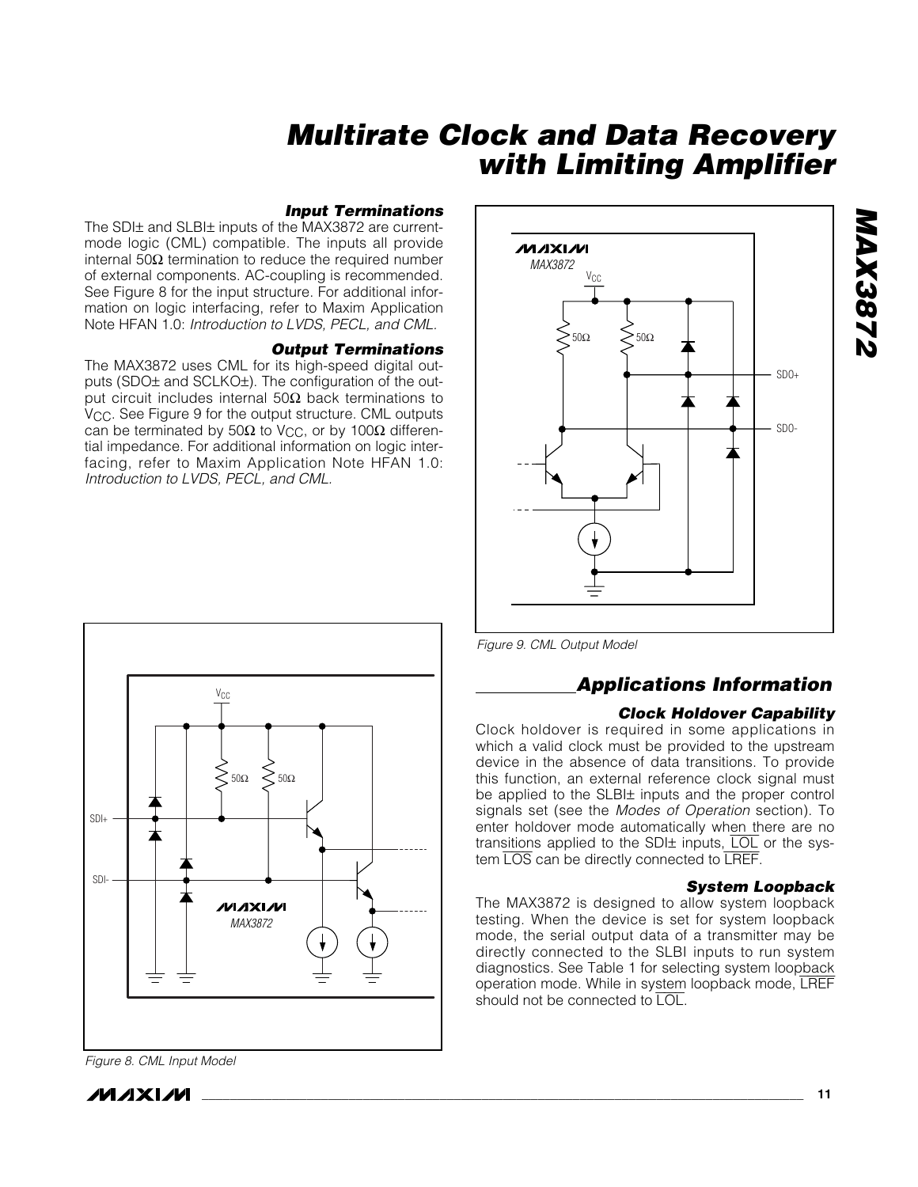### Input Terminations

The SDI± and SLBI± inputs of the MAX3872 are current-mode logic (CML) compatible. The inputs all provide internal 50Ω termination to reduce the required number of external components. AC-coupling is recommended. See Figure 8 for the input structure. For additional information on logic interfacing, refer to Maxim Application Note HFAN 1.0: *Introduction to LVDS, PECL, and CML.*

### Output Terminations

The MAX3872 uses CML for its high-speed digital outputs (SDO± and SCLKO±). The configuration of the output circuit includes internal 50Ω back terminations to $V_{CC}$. See Figure 9 for the output structure. CML outputs can be terminated by 50Ω to $V_{CC}$, or by 100Ω differential impedance. For additional information on logic interfacing, refer to Maxim Application Note HFAN 1.0: *Introduction to LVDS, PECL, and CML.*

MAXIM
MAX3872
$V_{CC}$
50Ω
50Ω
SDI+
SDI-

Figure 8. CML Input Model

MAXIM
MAX3872
$V_{CC}$
50Ω
50Ω
SDO+
SDO-

Figure 9. CML Output Model

## Applications Information

### Clock Holdover Capability

Clock holdover is required in some applications in which a valid clock must be provided to the upstream device in the absence of data transitions. To provide this function, an external reference clock signal must be applied to the SLBI± inputs and the proper control signals set (see the *Modes of Operation* section). To enter holdover mode automatically when there are no transitions applied to the SDI± inputs, $\overline{LOL}$ or the system $\overline{LOS}$ can be directly connected to $\overline{LREF}$.

### System Loopback

The MAX3872 is designed to allow system loopback testing. When the device is set for system loopback mode, the serial output data of a transmitter may be directly connected to the SLBI inputs to run system diagnostics. See Table 1 for selecting system loopback operation mode. While in system loopback mode, $\overline{LREF}$ should not be connected to $\overline{LOL}$.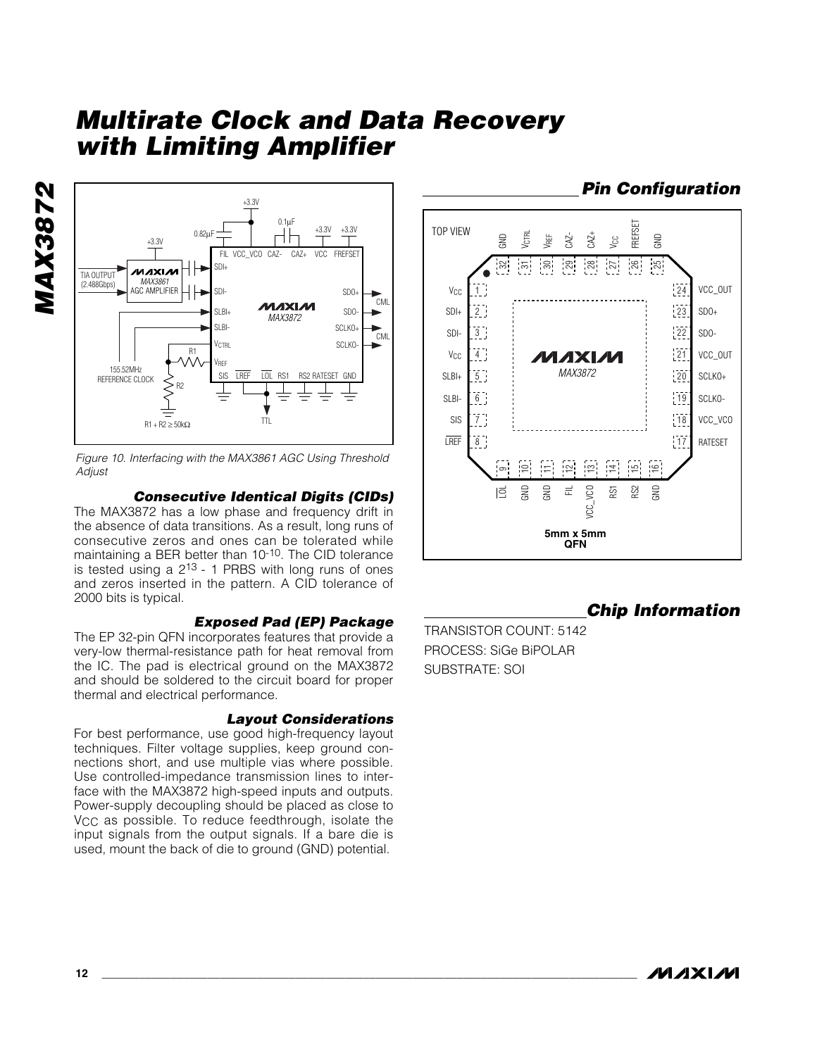Figure 10. Interfacing with the MAX3861 AGC Using Threshold Adjust

### Consecutive Identical Digits (CIDs)

The MAX3872 has a low phase and frequency drift in the absence of data transitions. As a result, long runs of consecutive zeros and ones can be tolerated while maintaining a BER better than $10^{-10}$. The CID tolerance is tested using a $2^{13}$ - 1 PRBS with long runs of ones and zeros inserted in the pattern. A CID tolerance of 2000 bits is typical.

### Exposed Pad (EP) Package

The EP 32-pin QFN incorporates features that provide a very-low thermal-resistance path for heat removal from the IC. The pad is electrical ground on the MAX3872 and should be soldered to the circuit board for proper thermal and electrical performance.

### Layout Considerations

For best performance, use good high-frequency layout techniques. Filter voltage supplies, keep ground connections short, and use multiple vias where possible. Use controlled-impedance transmission lines to interface with the MAX3872 high-speed inputs and outputs. Power-supply decoupling should be placed as close to $V_{CC}$ as possible. To reduce feedthrough, isolate the input signals from the output signals. If a bare die is used, mount the back of die to ground (GND) potential.

## Pin Configuration

TOP VIEW

5mm x 5mm QFN

## Chip Information

TRANSISTOR COUNT: 5142

PROCESS: SiGe BiPOLAR

SUBSTRATE: SOI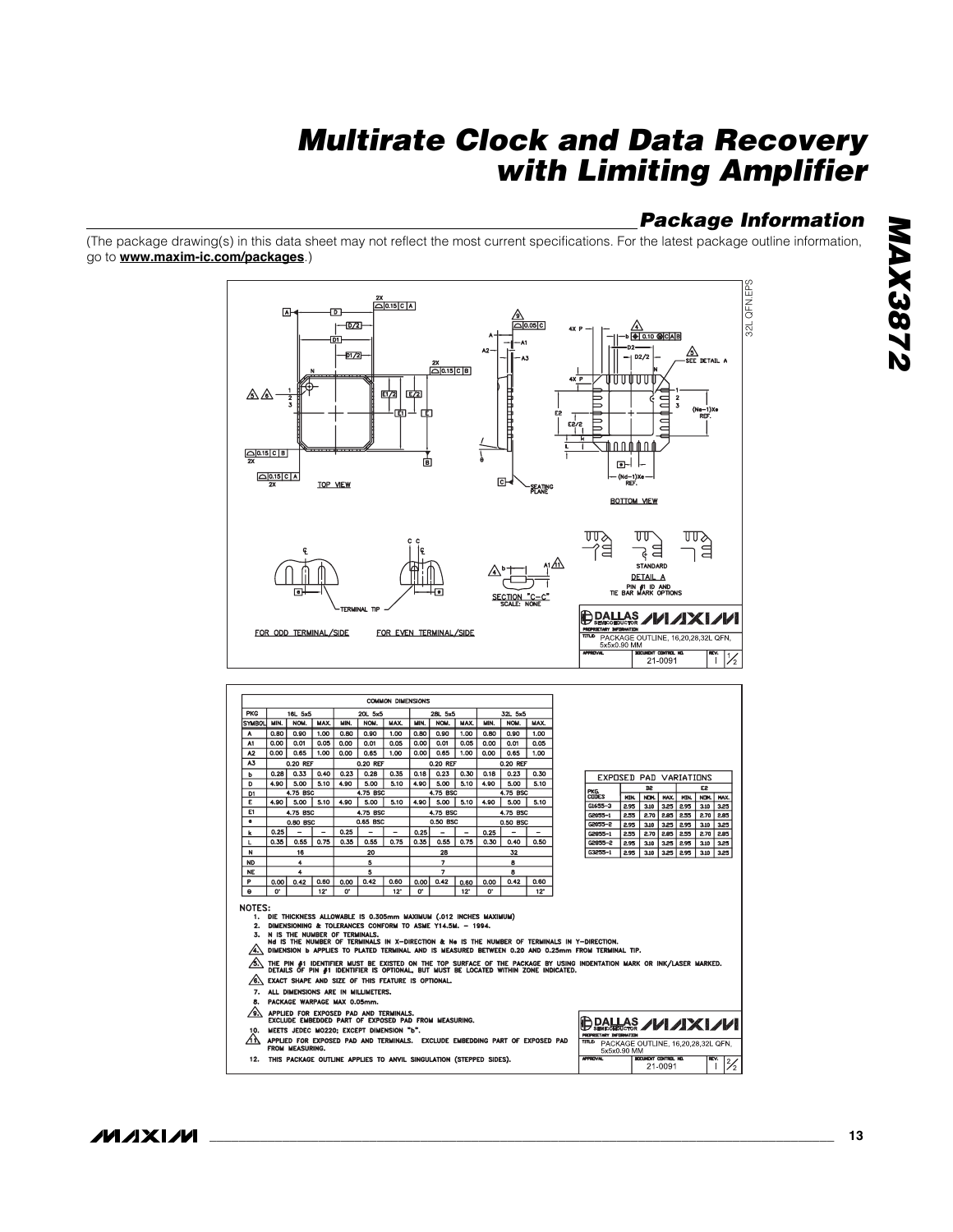## Package Information

(The package drawing(s) in this data sheet may not reflect the most current specifications. For the latest package outline information, go to **www.maxim-ic.com/packages**.)

32L QFN.EPS

PACKAGE OUTLINE, 16,20,28,32L QFN, 5x5x0.90 MM

21-0091 I 1/2

COMMON DIMENSIONS

| PKG | 16L 5x5 | | | 20L 5x5 | | | 28L 5x5 | | | 32L 5x5 | | |
|---|---|---|---|---|---|---|---|---|---|---|---|---|
| SYMBOL | MIN. | NOM. | MAX. | MIN. | NOM. | MAX. | MIN. | NOM. | MAX. | MIN. | NOM. | MAX. |
| A | 0.80 | 0.90 | 1.00 | 0.80 | 0.90 | 1.00 | 0.80 | 0.90 | 1.00 | 0.80 | 0.90 | 1.00 |
| A1 | 0.00 | 0.01 | 0.05 | 0.00 | 0.01 | 0.05 | 0.00 | 0.01 | 0.05 | 0.00 | 0.01 | 0.05 |
| A2 | 0.00 | 0.65 | 1.00 | 0.00 | 0.65 | 1.00 | 0.00 | 0.65 | 1.00 | 0.00 | 0.65 | 1.00 |
| A3 | | 0.20 REF | | | 0.20 REF | | | 0.20 REF | | | 0.20 REF | |
| b | 0.28 | 0.33 | 0.40 | 0.23 | 0.28 | 0.35 | 0.18 | 0.23 | 0.30 | 0.18 | 0.23 | 0.30 |
| D | 4.90 | 5.00 | 5.10 | 4.90 | 5.00 | 5.10 | 4.90 | 5.00 | 5.10 | 4.90 | 5.00 | 5.10 |
| D1 | | 4.75 BSC | | | 4.75 BSC | | | 4.75 BSC | | | 4.75 BSC | |
| E | 4.90 | 5.00 | 5.10 | 4.90 | 5.00 | 5.10 | 4.90 | 5.00 | 5.10 | 4.90 | 5.00 | 5.10 |
| E1 | | 4.75 BSC | | | 4.75 BSC | | | 4.75 BSC | | | 4.75 BSC | |
| e | | 0.80 BSC | | | 0.65 BSC | | | 0.50 BSC | | | 0.50 BSC | |
| k | 0.25 | – | – | 0.25 | – | – | 0.25 | – | – | 0.25 | – | – |
| L | 0.35 | 0.55 | 0.75 | 0.35 | 0.55 | 0.75 | 0.35 | 0.55 | 0.75 | 0.30 | 0.40 | 0.50 |
| N | | 16 | | | 20 | | | 28 | | | 32 | |
| ND | | 4 | | | 5 | | | 7 | | | 8 | |
| NE | | 4 | | | 5 | | | 7 | | | 8 | |
| P | 0.00 | 0.42 | 0.60 | 0.00 | 0.42 | 0.60 | 0.00 | 0.42 | 0.60 | 0.00 | 0.42 | 0.60 |
| θ | 0° | | 12° | 0° | | 12° | 0° | | 12° | 0° | | 12° |

EXPOSED PAD VARIATIONS

| PKG. CODES | D2 | | | E2 | | |
|---|---|---|---|---|---|---|
| | MIN. | NOM. | MAX. | MIN. | NOM. | MAX. |
| G1655-3 | 2.95 | 3.10 | 3.25 | 2.95 | 3.10 | 3.25 |
| G2055-1 | 2.55 | 2.70 | 2.85 | 2.55 | 2.70 | 2.85 |
| G2055-2 | 2.95 | 3.10 | 3.25 | 2.95 | 3.10 | 3.25 |
| G2855-1 | 2.55 | 2.70 | 2.85 | 2.55 | 2.70 | 2.85 |
| G2855-2 | 2.95 | 3.10 | 3.25 | 2.95 | 3.10 | 3.25 |
| G3255-1 | 2.95 | 3.10 | 3.25 | 2.95 | 3.10 | 3.25 |

NOTES:
1. DIE THICKNESS ALLOWABLE IS 0.305mm MAXIMUM (.012 INCHES MAXIMUM)
2. DIMENSIONING & TOLERANCES CONFORM TO ASME Y14.5M. – 1994.
3. N IS THE NUMBER OF TERMINALS. Nd IS THE NUMBER OF TERMINALS IN X-DIRECTION & Ne IS THE NUMBER OF TERMINALS IN Y-DIRECTION.
4. DIMENSION b APPLIES TO PLATED TERMINAL AND IS MEASURED BETWEEN 0.20 AND 0.25mm FROM TERMINAL TIP.
5. THE PIN #1 IDENTIFIER MUST BE EXISTED ON THE TOP SURFACE OF THE PACKAGE BY USING INDENTATION MARK OR INK/LASER MARKED. DETAILS OF PIN #1 IDENTIFIER IS OPTIONAL, BUT MUST BE LOCATED WITHIN ZONE INDICATED.
6. EXACT SHAPE AND SIZE OF THIS FEATURE IS OPTIONAL.
7. ALL DIMENSIONS ARE IN MILLIMETERS.
8. PACKAGE WARPAGE MAX 0.05mm.
9. APPLIED FOR EXPOSED PAD AND TERMINALS. EXCLUDE EMBEDDED PART OF EXPOSED PAD FROM MEASURING.
10. MEETS JEDEC MO220; EXCEPT DIMENSION "b".
11. APPLIED FOR EXPOSED PAD AND TERMINALS. EXCLUDE EMBEDDING PART OF EXPOSED PAD FROM MEASURING.
12. THIS PACKAGE OUTLINE APPLIES TO ANVIL SINGULATION (STEPPED SIDES).

PACKAGE OUTLINE, 16,20,28,32L QFN, 5x5x0.90 MM

21-0091 I 2/2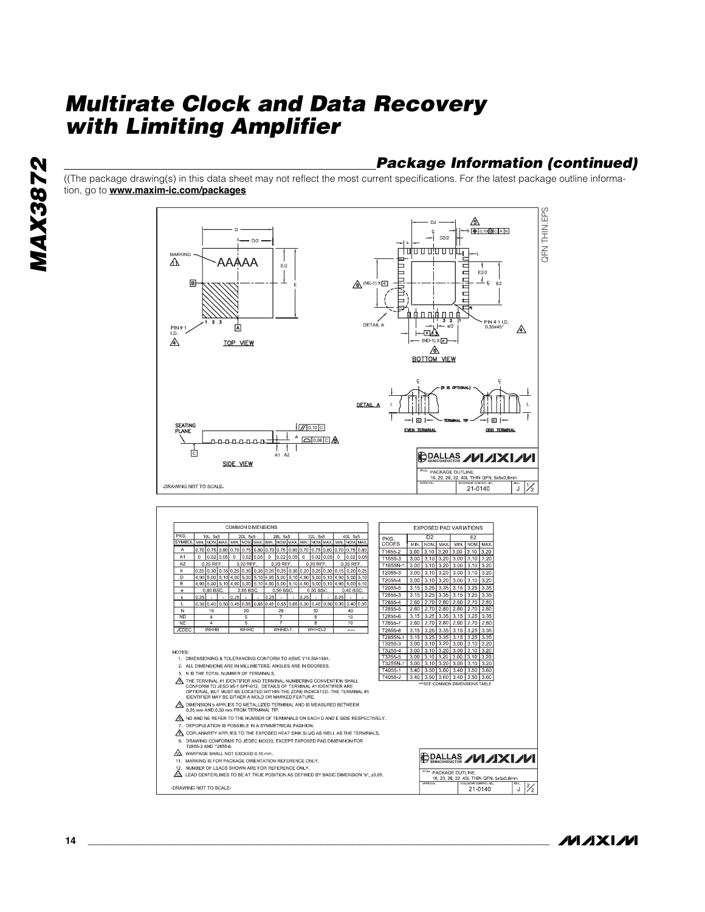## Package Information (continued)

((The package drawing(s) in this data sheet may not reflect the most current specifications. For the latest package outline information, go to **www.maxim-ic.com/packages**

| COMMON DIMENSIONS | | | | | | | | | | | | | | | |
|---|---|---|---|---|---|---|---|---|---|---|---|---|---|---|---|
| PKG. | 16L 5x5 | | | 20L 5x5 | | | 28L 5x5 | | | 32L 5x5 | | | 40L 5x5 | | |
| SYMBOL | MIN. | NOM. | MAX. | MIN. | NOM. | MAX. | MIN. | NOM. | MAX. | MIN. | NOM. | MAX. | MIN. | NOM. | MAX. |
| A | 0.70 | 0.75 | 0.80 | 0.70 | 0.75 | 0.80 | 0.70 | 0.75 | 0.80 | 0.70 | 0.75 | 0.80 | 0.70 | 0.75 | 0.80 |
| A1 | 0 | 0.02 | 0.05 | 0 | 0.02 | 0.05 | 0 | 0.02 | 0.05 | 0 | 0.02 | 0.05 | 0 | 0.02 | 0.05 |
| A2 | 0.20 REF. | | | 0.20 REF. | | | 0.20 REF. | | | 0.20 REF. | | | 0.20 REF. | | |
| b | 0.25 | 0.30 | 0.35 | 0.25 | 0.30 | 0.35 | 0.20 | 0.25 | 0.30 | 0.20 | 0.25 | 0.30 | 0.15 | 0.20 | 0.25 |
| D | 4.90 | 5.00 | 5.10 | 4.90 | 5.00 | 5.10 | 4.90 | 5.00 | 5.10 | 4.90 | 5.00 | 5.10 | 4.90 | 5.00 | 5.10 |
| E | 4.90 | 5.00 | 5.10 | 4.90 | 5.00 | 5.10 | 4.90 | 5.00 | 5.10 | 4.90 | 5.00 | 5.10 | 4.90 | 5.00 | 5.10 |
| e | 0.80 BSC. | | | 0.65 BSC. | | | 0.50 BSC. | | | 0.50 BSC. | | | 0.40 BSC. | | |
| k | 0.25 | - | - | 0.25 | - | - | 0.25 | - | - | 0.25 | - | - | 0.25 | - | - |
| L | 0.30 | 0.40 | 0.50 | 0.45 | 0.55 | 0.65 | 0.45 | 0.55 | 0.65 | 0.30 | 0.40 | 0.50 | 0.30 | 0.40 | 0.50 |
| N | 16 | | | 20 | | | 28 | | | 32 | | | 40 | | |
| ND | 4 | | | 5 | | | 7 | | | 8 | | | 10 | | |
| NE | 4 | | | 5 | | | 7 | | | 8 | | | 10 | | |
| JEDEC | WHHB | | | WHHC | | | WHHD-1 | | | WHHD-2 | | | --- | | |

| EXPOSED PAD VARIATIONS | | | | | | |
|---|---|---|---|---|---|---|
| PKG. CODES | D2 | | | E2 | | |
| | MIN. | NOM. | MAX. | MIN. | NOM. | MAX. |
| T1655-2 | 3.00 | 3.10 | 3.20 | 3.00 | 3.10 | 3.20 |
| T1655-3 | 3.00 | 3.10 | 3.20 | 3.00 | 3.10 | 3.20 |
| T1655N-1 | 3.00 | 3.10 | 3.20 | 3.00 | 3.10 | 3.20 |
| T2055-3 | 3.00 | 3.10 | 3.20 | 3.00 | 3.10 | 3.20 |
| T2055-4 | 3.00 | 3.10 | 3.20 | 3.00 | 3.10 | 3.20 |
| T2055-5 | 3.15 | 3.25 | 3.35 | 3.15 | 3.25 | 3.35 |
| T2855-3 | 3.15 | 3.25 | 3.35 | 3.15 | 3.25 | 3.35 |
| T2855-4 | 2.60 | 2.70 | 2.80 | 2.60 | 2.70 | 2.80 |
| T2855-5 | 2.60 | 2.70 | 2.80 | 2.60 | 2.70 | 2.80 |
| T2855-6 | 3.15 | 3.25 | 3.35 | 3.15 | 3.25 | 3.35 |
| T2855-7 | 2.60 | 2.70 | 2.80 | 2.60 | 2.70 | 2.80 |
| T2855-8 | 3.15 | 3.25 | 3.35 | 3.15 | 3.25 | 3.35 |
| T2855N-1 | 3.15 | 3.25 | 3.35 | 3.15 | 3.25 | 3.35 |
| T3255-3 | 3.00 | 3.10 | 3.20 | 3.00 | 3.10 | 3.20 |
| T3255-4 | 3.00 | 3.10 | 3.20 | 3.00 | 3.10 | 3.20 |
| T3255-5 | 3.00 | 3.10 | 3.20 | 3.00 | 3.10 | 3.20 |
| T3255N-1 | 3.00 | 3.10 | 3.20 | 3.00 | 3.10 | 3.20 |
| T4055-1 | 3.40 | 3.50 | 3.60 | 3.40 | 3.50 | 3.60 |
| T4055-2 | 3.40 | 3.50 | 3.60 | 3.40 | 3.50 | 3.60 |

**SEE COMMON DIMENSIONS TABLE

NOTES:

1. DIMENSIONING & TOLERANCING CONFORM TO ASME Y14.5M-1994.
2. ALL DIMENSIONS ARE IN MILLIMETERS. ANGLES ARE IN DEGREES.
3. N IS THE TOTAL NUMBER OF TERMINALS.
4. THE TERMINAL #1 IDENTIFIER AND TERMINAL NUMBERING CONVENTION SHALL CONFORM TO JESD 95-1 SPP-012. DETAILS OF TERMINAL #1 IDENTIFIER ARE OPTIONAL, BUT MUST BE LOCATED WITHIN THE ZONE INDICATED. THE TERMINAL #1 IDENTIFIER MAY BE EITHER A MOLD OR MARKED FEATURE.
5. DIMENSION b APPLIES TO METALLIZED TERMINAL AND IS MEASURED BETWEEN 0.25 mm AND 0.30 mm FROM TERMINAL TIP.
6. ND AND NE REFER TO THE NUMBER OF TERMINALS ON EACH D AND E SIDE RESPECTIVELY.
7. DEPOPULATION IS POSSIBLE IN A SYMMETRICAL FASHION.
8. COPLANARITY APPLIES TO THE EXPOSED HEAT SINK SLUG AS WELL AS THE TERMINALS.
9. DRAWING CONFORMS TO JEDEC MO220, EXCEPT EXPOSED PAD DIMENSION FOR T2855-3 AND T2855-6.
10. WARPAGE SHALL NOT EXCEED 0.10 mm.
11. MARKING IS FOR PACKAGE ORIENTATION REFERENCE ONLY.
12. NUMBER OF LEADS SHOWN ARE FOR REFERENCE ONLY.
13. LEAD CENTERLINES TO BE AT TRUE POSITION AS DEFINED BY BASIC DIMENSION "e", ±0.05.

-DRAWING NOT TO SCALE-

PACKAGE OUTLINE, 16, 20, 28, 32, 40L THIN QFN, 5x5x0.8mm — 21-0140 J 2/2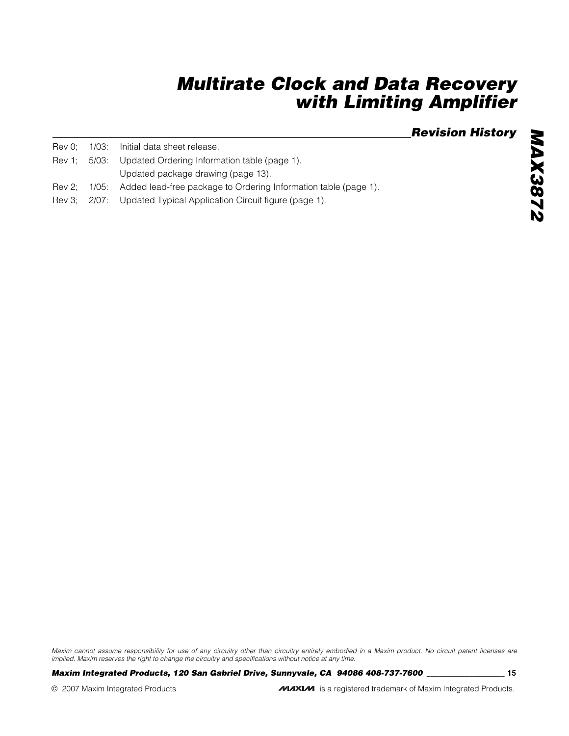## Revision History

Rev 0; 1/03: Initial data sheet release.

Rev 1; 5/03: Updated Ordering Information table (page 1).
Updated package drawing (page 13).

Rev 2; 1/05: Added lead-free package to Ordering Information table (page 1).

Rev 3; 2/07: Updated Typical Application Circuit figure (page 1).

*Maxim cannot assume responsibility for use of any circuitry other than circuitry entirely embodied in a Maxim product. No circuit patent licenses are implied. Maxim reserves the right to change the circuitry and specifications without notice at any time.*

***Maxim Integrated Products, 120 San Gabriel Drive, Sunnyvale, CA 94086 408-737-7600***

© 2007 Maxim Integrated Products

MAXIM is a registered trademark of Maxim Integrated Products.